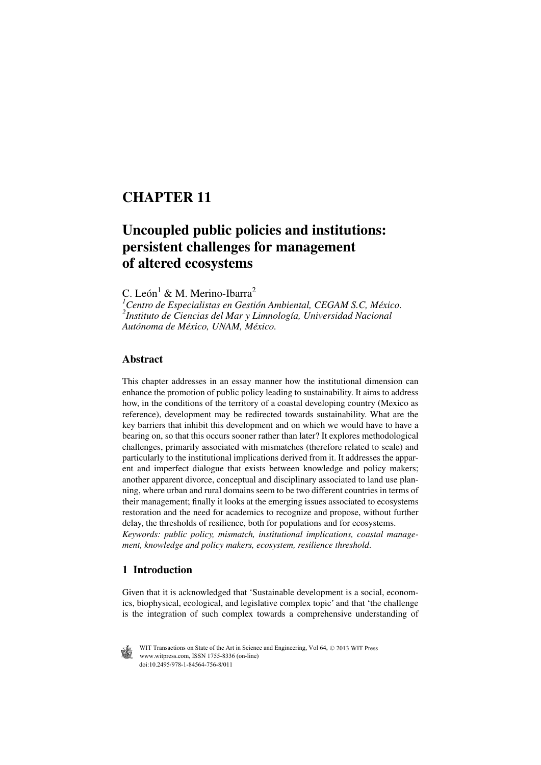# CHAPTER 11

# Uncoupled public policies and institutions: persistent challenges for management of altered ecosystems

C. León[1] & M. Merino-Ibarra[2]

*[1]Centro de Especialistas en Gestión Ambiental, CEGAM S.C, México.*
*[2]Instituto de Ciencias del Mar y Limnología, Universidad Nacional Autónoma de México, UNAM, México.*

## Abstract

This chapter addresses in an essay manner how the institutional dimension can enhance the promotion of public policy leading to sustainability. It aims to address how, in the conditions of the territory of a coastal developing country (Mexico as reference), development may be redirected towards sustainability. What are the key barriers that inhibit this development and on which we would have to have a bearing on, so that this occurs sooner rather than later? It explores methodological challenges, primarily associated with mismatches (therefore related to scale) and particularly to the institutional implications derived from it. It addresses the apparent and imperfect dialogue that exists between knowledge and policy makers; another apparent divorce, conceptual and disciplinary associated to land use planning, where urban and rural domains seem to be two different countries in terms of their management; finally it looks at the emerging issues associated to ecosystems restoration and the need for academics to recognize and propose, without further delay, the thresholds of resilience, both for populations and for ecosystems.

*Keywords: public policy, mismatch, institutional implications, coastal management, knowledge and policy makers, ecosystem, resilience threshold.*

## 1 Introduction

Given that it is acknowledged that 'Sustainable development is a social, economics, biophysical, ecological, and legislative complex topic' and that 'the challenge is the integration of such complex towards a comprehensive understanding of

WIT Transactions on State of the Art in Science and Engineering, Vol 64, © 2013 WIT Press
www.witpress.com, ISSN 1755-8336 (on-line)
doi:10.2495/978-1-84564-756-8/011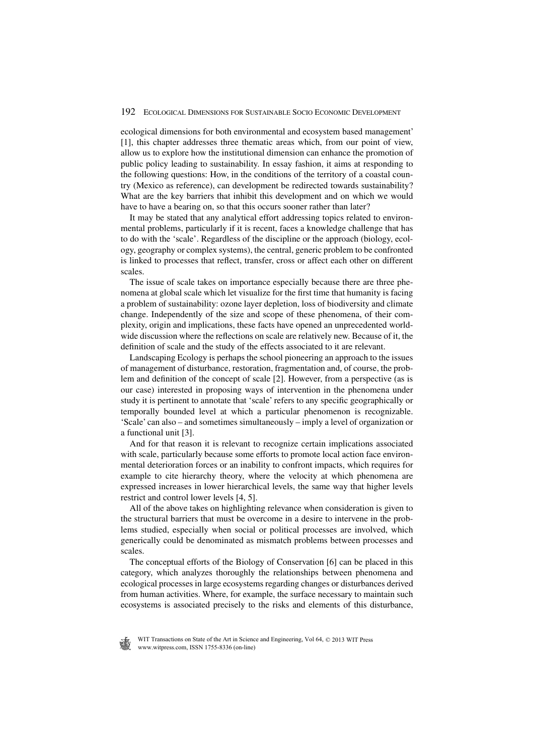ecological dimensions for both environmental and ecosystem based management' [1], this chapter addresses three thematic areas which, from our point of view, allow us to explore how the institutional dimension can enhance the promotion of public policy leading to sustainability. In essay fashion, it aims at responding to the following questions: How, in the conditions of the territory of a coastal country (Mexico as reference), can development be redirected towards sustainability? What are the key barriers that inhibit this development and on which we would have to have a bearing on, so that this occurs sooner rather than later?

It may be stated that any analytical effort addressing topics related to environmental problems, particularly if it is recent, faces a knowledge challenge that has to do with the 'scale'. Regardless of the discipline or the approach (biology, ecology, geography or complex systems), the central, generic problem to be confronted is linked to processes that reflect, transfer, cross or affect each other on different scales.

The issue of scale takes on importance especially because there are three phenomena at global scale which let visualize for the first time that humanity is facing a problem of sustainability: ozone layer depletion, loss of biodiversity and climate change. Independently of the size and scope of these phenomena, of their complexity, origin and implications, these facts have opened an unprecedented worldwide discussion where the reflections on scale are relatively new. Because of it, the definition of scale and the study of the effects associated to it are relevant.

Landscaping Ecology is perhaps the school pioneering an approach to the issues of management of disturbance, restoration, fragmentation and, of course, the problem and definition of the concept of scale [2]. However, from a perspective (as is our case) interested in proposing ways of intervention in the phenomena under study it is pertinent to annotate that 'scale' refers to any specific geographically or temporally bounded level at which a particular phenomenon is recognizable. 'Scale' can also – and sometimes simultaneously – imply a level of organization or a functional unit [3].

And for that reason it is relevant to recognize certain implications associated with scale, particularly because some efforts to promote local action face environmental deterioration forces or an inability to confront impacts, which requires for example to cite hierarchy theory, where the velocity at which phenomena are expressed increases in lower hierarchical levels, the same way that higher levels restrict and control lower levels [4, 5].

All of the above takes on highlighting relevance when consideration is given to the structural barriers that must be overcome in a desire to intervene in the problems studied, especially when social or political processes are involved, which generically could be denominated as mismatch problems between processes and scales.

The conceptual efforts of the Biology of Conservation [6] can be placed in this category, which analyzes thoroughly the relationships between phenomena and ecological processes in large ecosystems regarding changes or disturbances derived from human activities. Where, for example, the surface necessary to maintain such ecosystems is associated precisely to the risks and elements of this disturbance,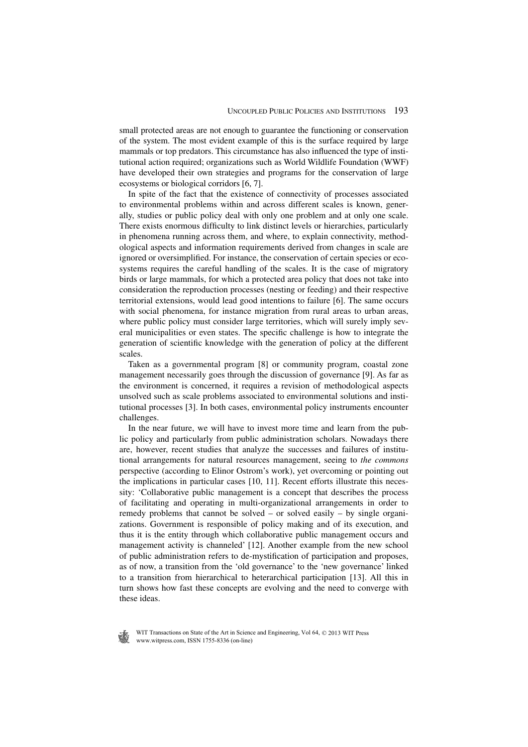small protected areas are not enough to guarantee the functioning or conservation of the system. The most evident example of this is the surface required by large mammals or top predators. This circumstance has also influenced the type of institutional action required; organizations such as World Wildlife Foundation (WWF) have developed their own strategies and programs for the conservation of large ecosystems or biological corridors [6, 7].

In spite of the fact that the existence of connectivity of processes associated to environmental problems within and across different scales is known, generally, studies or public policy deal with only one problem and at only one scale. There exists enormous difficulty to link distinct levels or hierarchies, particularly in phenomena running across them, and where, to explain connectivity, methodological aspects and information requirements derived from changes in scale are ignored or oversimplified. For instance, the conservation of certain species or ecosystems requires the careful handling of the scales. It is the case of migratory birds or large mammals, for which a protected area policy that does not take into consideration the reproduction processes (nesting or feeding) and their respective territorial extensions, would lead good intentions to failure [6]. The same occurs with social phenomena, for instance migration from rural areas to urban areas, where public policy must consider large territories, which will surely imply several municipalities or even states. The specific challenge is how to integrate the generation of scientific knowledge with the generation of policy at the different scales.

Taken as a governmental program [8] or community program, coastal zone management necessarily goes through the discussion of governance [9]. As far as the environment is concerned, it requires a revision of methodological aspects unsolved such as scale problems associated to environmental solutions and institutional processes [3]. In both cases, environmental policy instruments encounter challenges.

In the near future, we will have to invest more time and learn from the public policy and particularly from public administration scholars. Nowadays there are, however, recent studies that analyze the successes and failures of institutional arrangements for natural resources management, seeing to *the commons* perspective (according to Elinor Ostrom's work), yet overcoming or pointing out the implications in particular cases [10, 11]. Recent efforts illustrate this necessity: 'Collaborative public management is a concept that describes the process of facilitating and operating in multi-organizational arrangements in order to remedy problems that cannot be solved – or solved easily – by single organizations. Government is responsible of policy making and of its execution, and thus it is the entity through which collaborative public management occurs and management activity is channeled' [12]. Another example from the new school of public administration refers to de-mystification of participation and proposes, as of now, a transition from the 'old governance' to the 'new governance' linked to a transition from hierarchical to heterarchical participation [13]. All this in turn shows how fast these concepts are evolving and the need to converge with these ideas.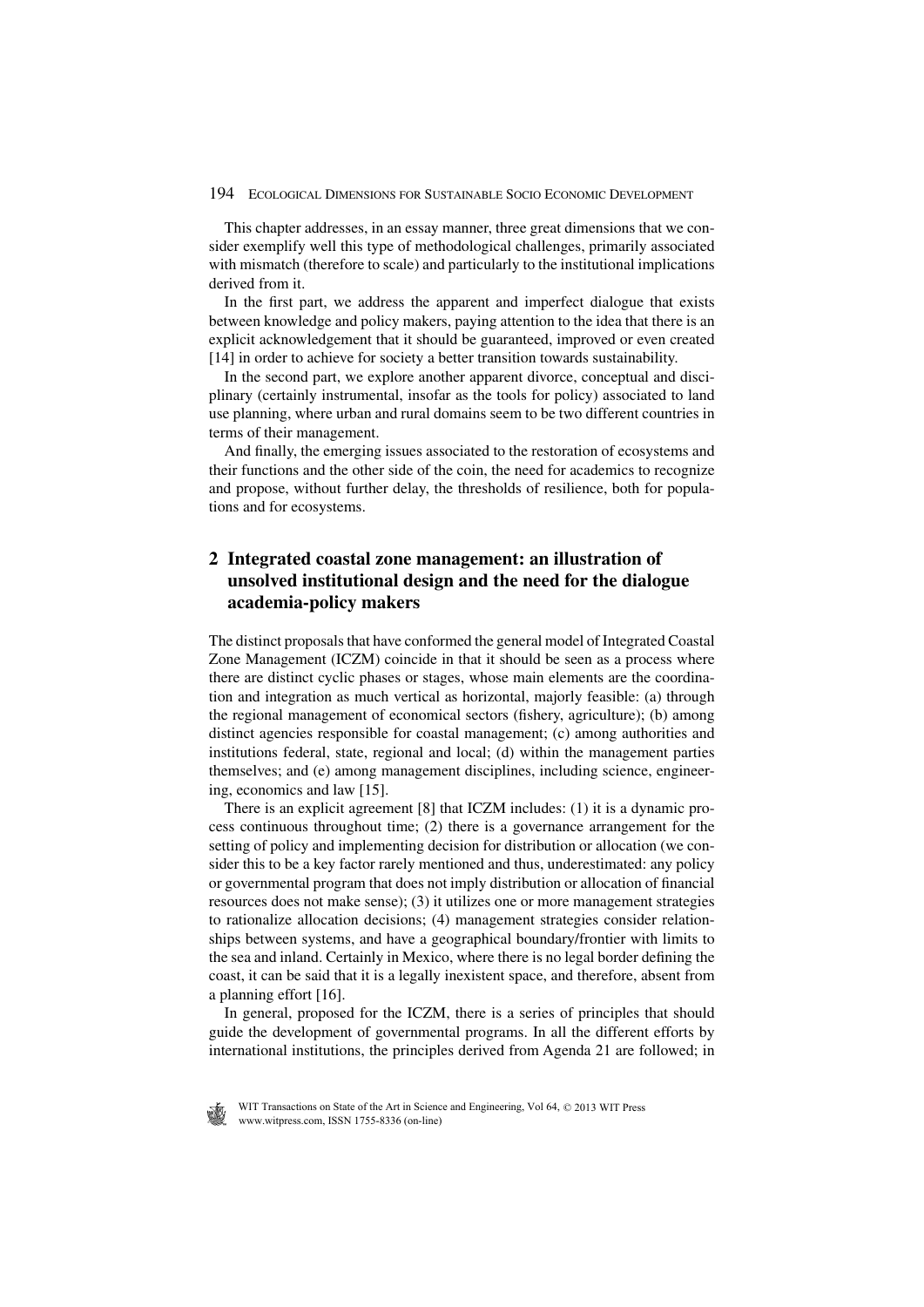This chapter addresses, in an essay manner, three great dimensions that we consider exemplify well this type of methodological challenges, primarily associated with mismatch (therefore to scale) and particularly to the institutional implications derived from it.

In the first part, we address the apparent and imperfect dialogue that exists between knowledge and policy makers, paying attention to the idea that there is an explicit acknowledgement that it should be guaranteed, improved or even created [14] in order to achieve for society a better transition towards sustainability.

In the second part, we explore another apparent divorce, conceptual and disciplinary (certainly instrumental, insofar as the tools for policy) associated to land use planning, where urban and rural domains seem to be two different countries in terms of their management.

And finally, the emerging issues associated to the restoration of ecosystems and their functions and the other side of the coin, the need for academics to recognize and propose, without further delay, the thresholds of resilience, both for populations and for ecosystems.

## 2 Integrated coastal zone management: an illustration of unsolved institutional design and the need for the dialogue academia-policy makers

The distinct proposals that have conformed the general model of Integrated Coastal Zone Management (ICZM) coincide in that it should be seen as a process where there are distinct cyclic phases or stages, whose main elements are the coordination and integration as much vertical as horizontal, majorly feasible: (a) through the regional management of economical sectors (fishery, agriculture); (b) among distinct agencies responsible for coastal management; (c) among authorities and institutions federal, state, regional and local; (d) within the management parties themselves; and (e) among management disciplines, including science, engineering, economics and law [15].

There is an explicit agreement [8] that ICZM includes: (1) it is a dynamic process continuous throughout time; (2) there is a governance arrangement for the setting of policy and implementing decision for distribution or allocation (we consider this to be a key factor rarely mentioned and thus, underestimated: any policy or governmental program that does not imply distribution or allocation of financial resources does not make sense); (3) it utilizes one or more management strategies to rationalize allocation decisions; (4) management strategies consider relationships between systems, and have a geographical boundary/frontier with limits to the sea and inland. Certainly in Mexico, where there is no legal border defining the coast, it can be said that it is a legally inexistent space, and therefore, absent from a planning effort [16].

In general, proposed for the ICZM, there is a series of principles that should guide the development of governmental programs. In all the different efforts by international institutions, the principles derived from Agenda 21 are followed; in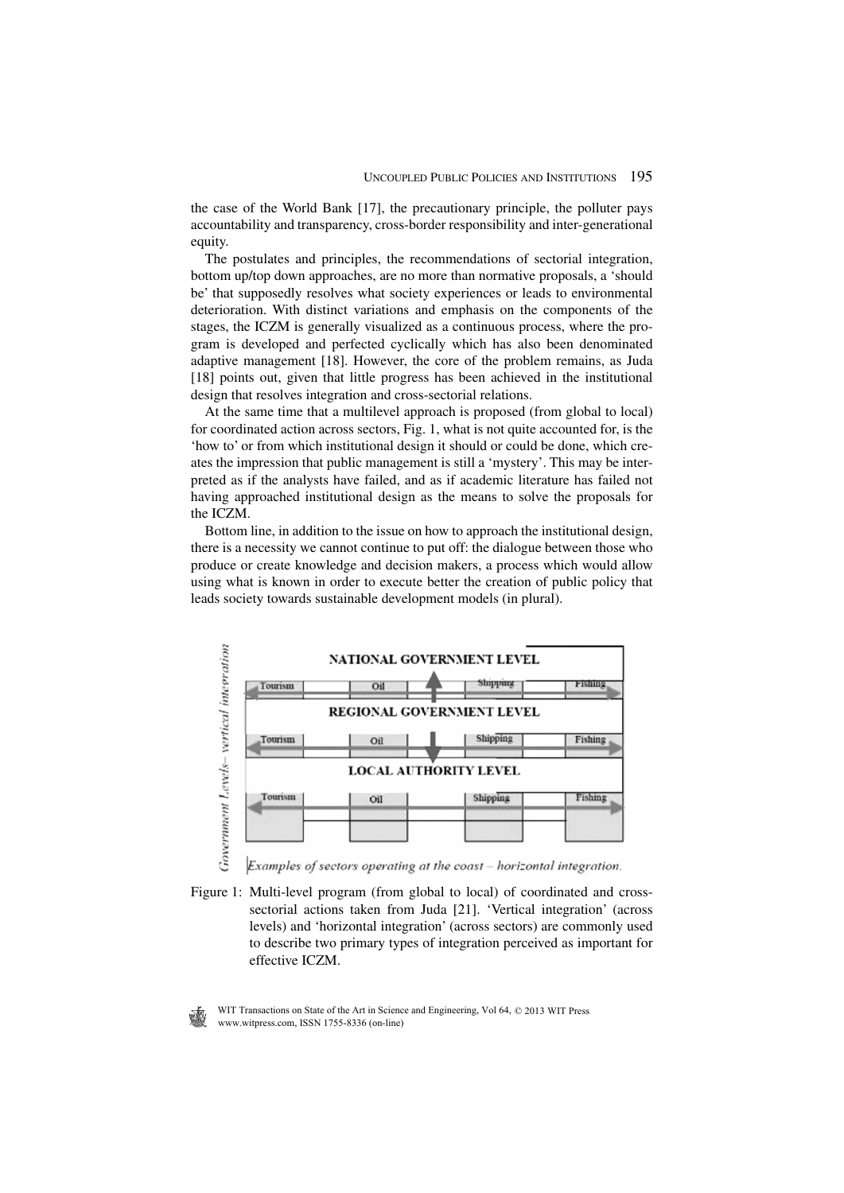the case of the World Bank [17], the precautionary principle, the polluter pays accountability and transparency, cross-border responsibility and inter-generational equity.

The postulates and principles, the recommendations of sectorial integration, bottom up/top down approaches, are no more than normative proposals, a 'should be' that supposedly resolves what society experiences or leads to environmental deterioration. With distinct variations and emphasis on the components of the stages, the ICZM is generally visualized as a continuous process, where the program is developed and perfected cyclically which has also been denominated adaptive management [18]. However, the core of the problem remains, as Juda [18] points out, given that little progress has been achieved in the institutional design that resolves integration and cross-sectorial relations.

At the same time that a multilevel approach is proposed (from global to local) for coordinated action across sectors, Fig. 1, what is not quite accounted for, is the 'how to' or from which institutional design it should or could be done, which creates the impression that public management is still a 'mystery'. This may be interpreted as if the analysts have failed, and as if academic literature has failed not having approached institutional design as the means to solve the proposals for the ICZM.

Bottom line, in addition to the issue on how to approach the institutional design, there is a necessity we cannot continue to put off: the dialogue between those who produce or create knowledge and decision makers, a process which would allow using what is known in order to execute better the creation of public policy that leads society towards sustainable development models (in plural).

Figure 1: Multi-level program (from global to local) of coordinated and cross-sectorial actions taken from Juda [21]. 'Vertical integration' (across levels) and 'horizontal integration' (across sectors) are commonly used to describe two primary types of integration perceived as important for effective ICZM.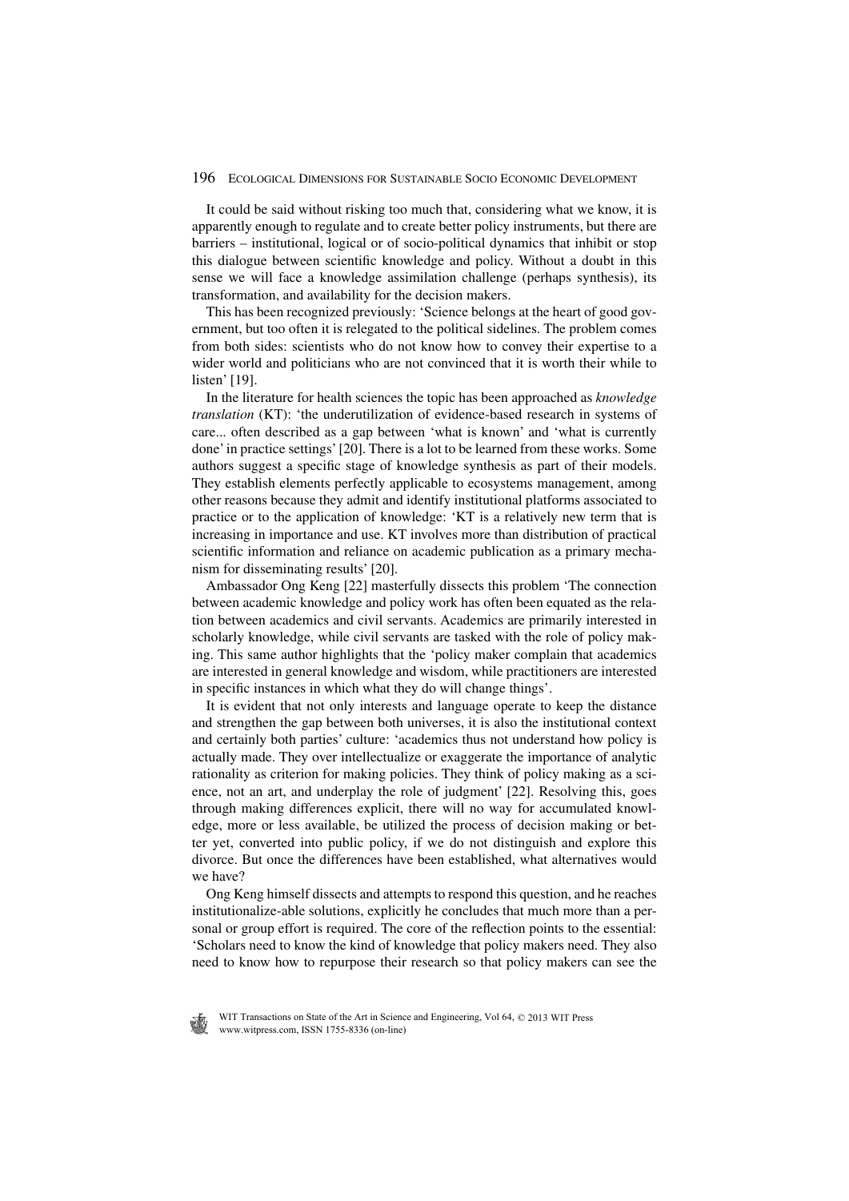It could be said without risking too much that, considering what we know, it is apparently enough to regulate and to create better policy instruments, but there are barriers – institutional, logical or of socio-political dynamics that inhibit or stop this dialogue between scientific knowledge and policy. Without a doubt in this sense we will face a knowledge assimilation challenge (perhaps synthesis), its transformation, and availability for the decision makers.

This has been recognized previously: 'Science belongs at the heart of good government, but too often it is relegated to the political sidelines. The problem comes from both sides: scientists who do not know how to convey their expertise to a wider world and politicians who are not convinced that it is worth their while to listen' [19].

In the literature for health sciences the topic has been approached as *knowledge translation* (KT): 'the underutilization of evidence-based research in systems of care... often described as a gap between 'what is known' and 'what is currently done' in practice settings' [20]. There is a lot to be learned from these works. Some authors suggest a specific stage of knowledge synthesis as part of their models. They establish elements perfectly applicable to ecosystems management, among other reasons because they admit and identify institutional platforms associated to practice or to the application of knowledge: 'KT is a relatively new term that is increasing in importance and use. KT involves more than distribution of practical scientific information and reliance on academic publication as a primary mechanism for disseminating results' [20].

Ambassador Ong Keng [22] masterfully dissects this problem 'The connection between academic knowledge and policy work has often been equated as the relation between academics and civil servants. Academics are primarily interested in scholarly knowledge, while civil servants are tasked with the role of policy making. This same author highlights that the 'policy maker complain that academics are interested in general knowledge and wisdom, while practitioners are interested in specific instances in which what they do will change things'.

It is evident that not only interests and language operate to keep the distance and strengthen the gap between both universes, it is also the institutional context and certainly both parties' culture: 'academics thus not understand how policy is actually made. They over intellectualize or exaggerate the importance of analytic rationality as criterion for making policies. They think of policy making as a science, not an art, and underplay the role of judgment' [22]. Resolving this, goes through making differences explicit, there will no way for accumulated knowledge, more or less available, be utilized the process of decision making or better yet, converted into public policy, if we do not distinguish and explore this divorce. But once the differences have been established, what alternatives would we have?

Ong Keng himself dissects and attempts to respond this question, and he reaches institutionalize-able solutions, explicitly he concludes that much more than a personal or group effort is required. The core of the reflection points to the essential: 'Scholars need to know the kind of knowledge that policy makers need. They also need to know how to repurpose their research so that policy makers can see the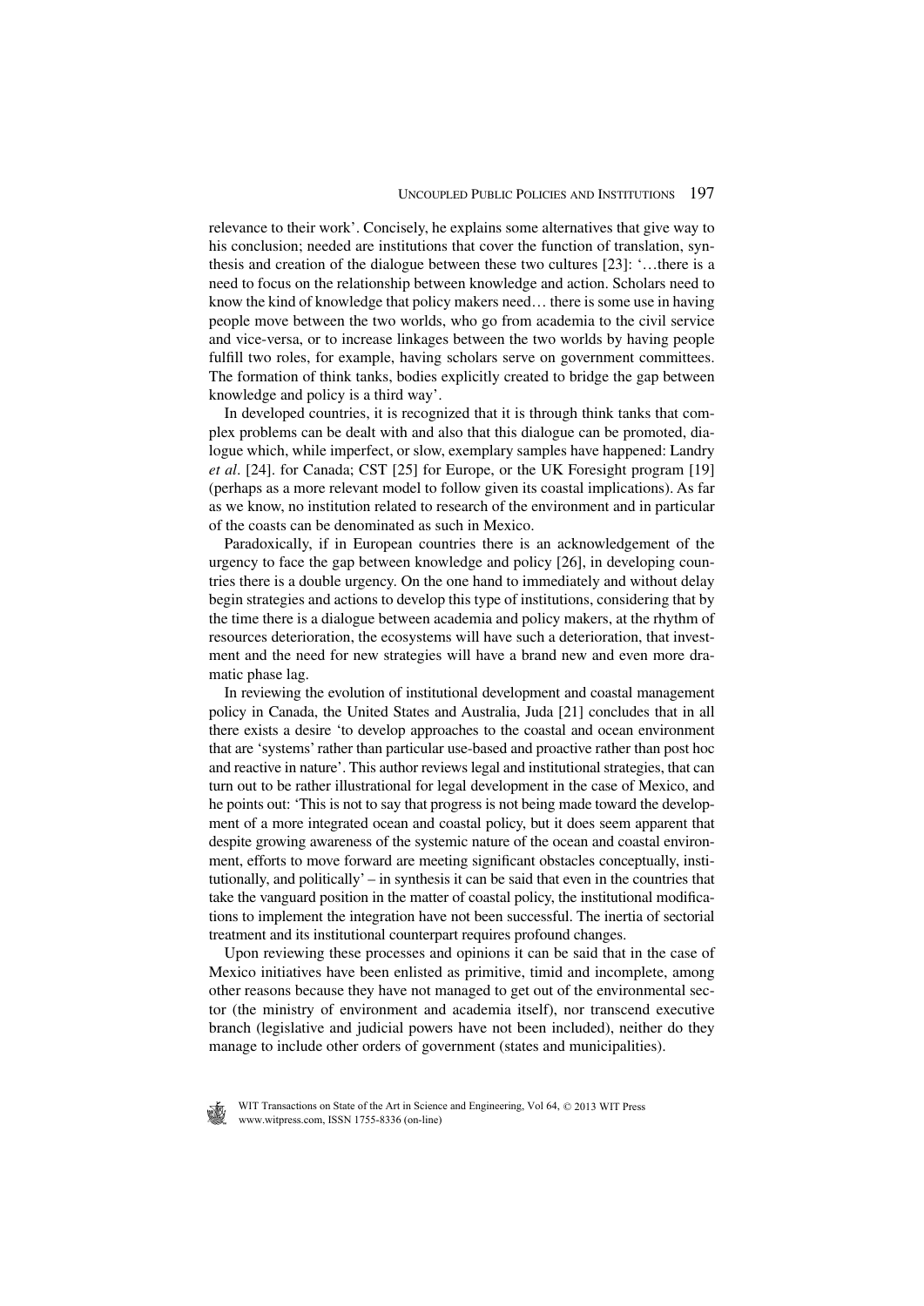relevance to their work'. Concisely, he explains some alternatives that give way to his conclusion; needed are institutions that cover the function of translation, synthesis and creation of the dialogue between these two cultures [23]: '…there is a need to focus on the relationship between knowledge and action. Scholars need to know the kind of knowledge that policy makers need… there is some use in having people move between the two worlds, who go from academia to the civil service and vice-versa, or to increase linkages between the two worlds by having people fulfill two roles, for example, having scholars serve on government committees. The formation of think tanks, bodies explicitly created to bridge the gap between knowledge and policy is a third way'.

In developed countries, it is recognized that it is through think tanks that complex problems can be dealt with and also that this dialogue can be promoted, dialogue which, while imperfect, or slow, exemplary samples have happened: Landry *et al*. [24]. for Canada; CST [25] for Europe, or the UK Foresight program [19] (perhaps as a more relevant model to follow given its coastal implications). As far as we know, no institution related to research of the environment and in particular of the coasts can be denominated as such in Mexico.

Paradoxically, if in European countries there is an acknowledgement of the urgency to face the gap between knowledge and policy [26], in developing countries there is a double urgency. On the one hand to immediately and without delay begin strategies and actions to develop this type of institutions, considering that by the time there is a dialogue between academia and policy makers, at the rhythm of resources deterioration, the ecosystems will have such a deterioration, that investment and the need for new strategies will have a brand new and even more dramatic phase lag.

In reviewing the evolution of institutional development and coastal management policy in Canada, the United States and Australia, Juda [21] concludes that in all there exists a desire 'to develop approaches to the coastal and ocean environment that are 'systems' rather than particular use-based and proactive rather than post hoc and reactive in nature'. This author reviews legal and institutional strategies, that can turn out to be rather illustrational for legal development in the case of Mexico, and he points out: 'This is not to say that progress is not being made toward the development of a more integrated ocean and coastal policy, but it does seem apparent that despite growing awareness of the systemic nature of the ocean and coastal environment, efforts to move forward are meeting significant obstacles conceptually, institutionally, and politically' – in synthesis it can be said that even in the countries that take the vanguard position in the matter of coastal policy, the institutional modifications to implement the integration have not been successful. The inertia of sectorial treatment and its institutional counterpart requires profound changes.

Upon reviewing these processes and opinions it can be said that in the case of Mexico initiatives have been enlisted as primitive, timid and incomplete, among other reasons because they have not managed to get out of the environmental sector (the ministry of environment and academia itself), nor transcend executive branch (legislative and judicial powers have not been included), neither do they manage to include other orders of government (states and municipalities).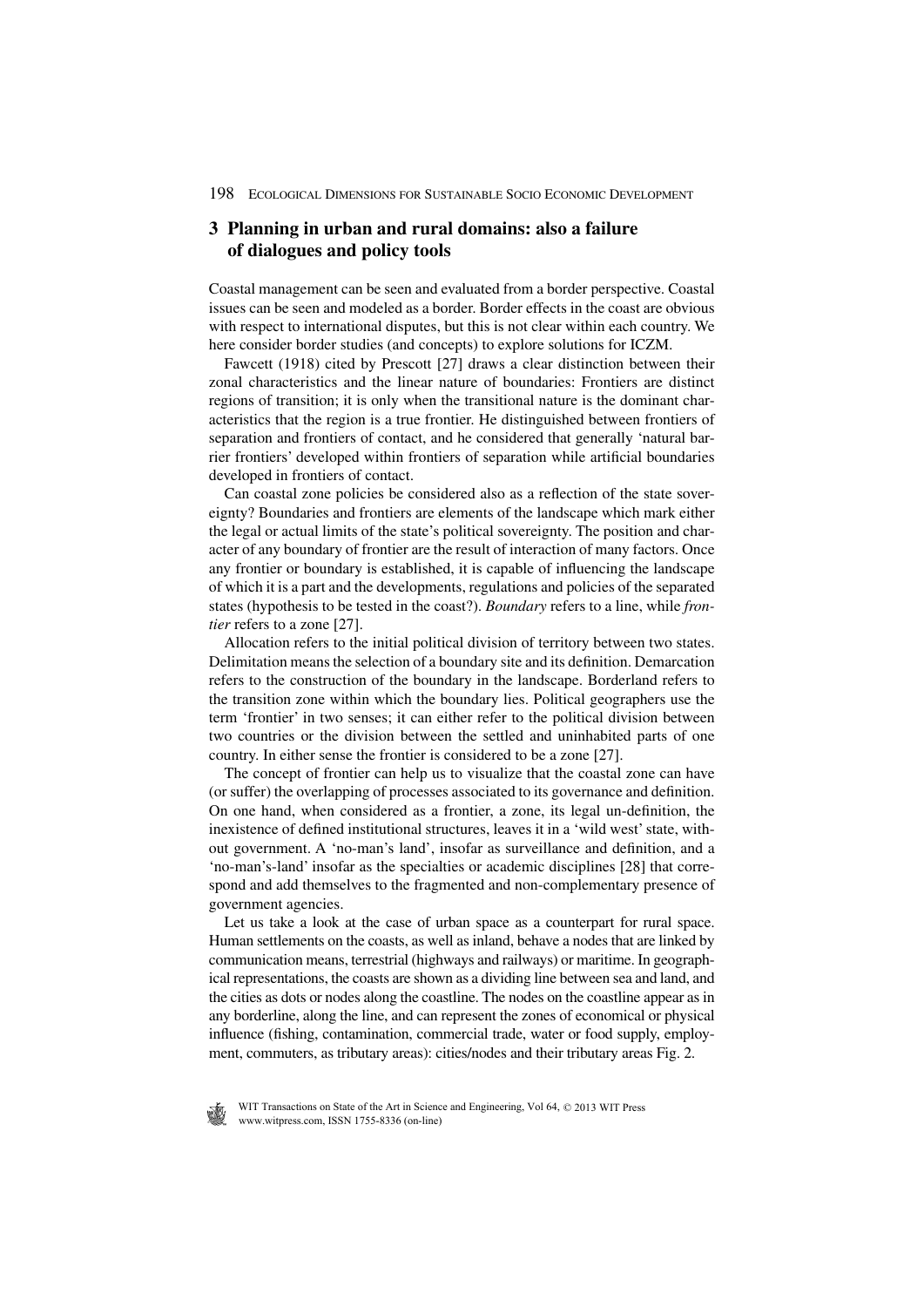## 3 Planning in urban and rural domains: also a failure of dialogues and policy tools

Coastal management can be seen and evaluated from a border perspective. Coastal issues can be seen and modeled as a border. Border effects in the coast are obvious with respect to international disputes, but this is not clear within each country. We here consider border studies (and concepts) to explore solutions for ICZM.

Fawcett (1918) cited by Prescott [27] draws a clear distinction between their zonal characteristics and the linear nature of boundaries: Frontiers are distinct regions of transition; it is only when the transitional nature is the dominant characteristics that the region is a true frontier. He distinguished between frontiers of separation and frontiers of contact, and he considered that generally 'natural barrier frontiers' developed within frontiers of separation while artificial boundaries developed in frontiers of contact.

Can coastal zone policies be considered also as a reflection of the state sovereignty? Boundaries and frontiers are elements of the landscape which mark either the legal or actual limits of the state's political sovereignty. The position and character of any boundary of frontier are the result of interaction of many factors. Once any frontier or boundary is established, it is capable of influencing the landscape of which it is a part and the developments, regulations and policies of the separated states (hypothesis to be tested in the coast?). *Boundary* refers to a line, while *frontier* refers to a zone [27].

Allocation refers to the initial political division of territory between two states. Delimitation means the selection of a boundary site and its definition. Demarcation refers to the construction of the boundary in the landscape. Borderland refers to the transition zone within which the boundary lies. Political geographers use the term 'frontier' in two senses; it can either refer to the political division between two countries or the division between the settled and uninhabited parts of one country. In either sense the frontier is considered to be a zone [27].

The concept of frontier can help us to visualize that the coastal zone can have (or suffer) the overlapping of processes associated to its governance and definition. On one hand, when considered as a frontier, a zone, its legal un-definition, the inexistence of defined institutional structures, leaves it in a 'wild west' state, without government. A 'no-man's land', insofar as surveillance and definition, and a 'no-man's-land' insofar as the specialties or academic disciplines [28] that correspond and add themselves to the fragmented and non-complementary presence of government agencies.

Let us take a look at the case of urban space as a counterpart for rural space. Human settlements on the coasts, as well as inland, behave a nodes that are linked by communication means, terrestrial (highways and railways) or maritime. In geographical representations, the coasts are shown as a dividing line between sea and land, and the cities as dots or nodes along the coastline. The nodes on the coastline appear as in any borderline, along the line, and can represent the zones of economical or physical influence (fishing, contamination, commercial trade, water or food supply, employment, commuters, as tributary areas): cities/nodes and their tributary areas Fig. 2.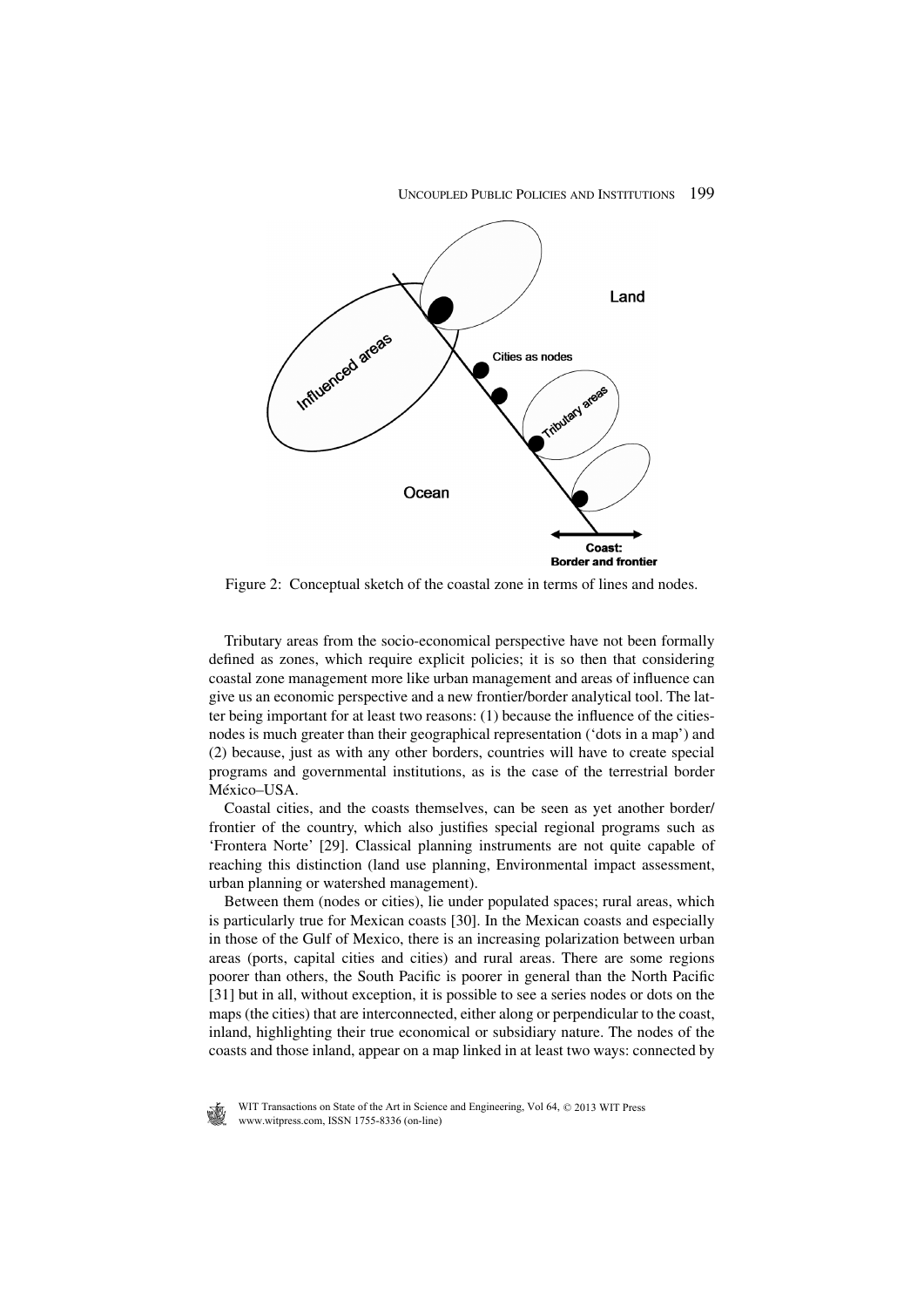Figure 2: Conceptual sketch of the coastal zone in terms of lines and nodes.

Tributary areas from the socio-economical perspective have not been formally defined as zones, which require explicit policies; it is so then that considering coastal zone management more like urban management and areas of influence can give us an economic perspective and a new frontier/border analytical tool. The latter being important for at least two reasons: (1) because the influence of the cities-nodes is much greater than their geographical representation ('dots in a map') and (2) because, just as with any other borders, countries will have to create special programs and governmental institutions, as is the case of the terrestrial border México–USA.

Coastal cities, and the coasts themselves, can be seen as yet another border/frontier of the country, which also justifies special regional programs such as 'Frontera Norte' [29]. Classical planning instruments are not quite capable of reaching this distinction (land use planning, Environmental impact assessment, urban planning or watershed management).

Between them (nodes or cities), lie under populated spaces; rural areas, which is particularly true for Mexican coasts [30]. In the Mexican coasts and especially in those of the Gulf of Mexico, there is an increasing polarization between urban areas (ports, capital cities and cities) and rural areas. There are some regions poorer than others, the South Pacific is poorer in general than the North Pacific [31] but in all, without exception, it is possible to see a series nodes or dots on the maps (the cities) that are interconnected, either along or perpendicular to the coast, inland, highlighting their true economical or subsidiary nature. The nodes of the coasts and those inland, appear on a map linked in at least two ways: connected by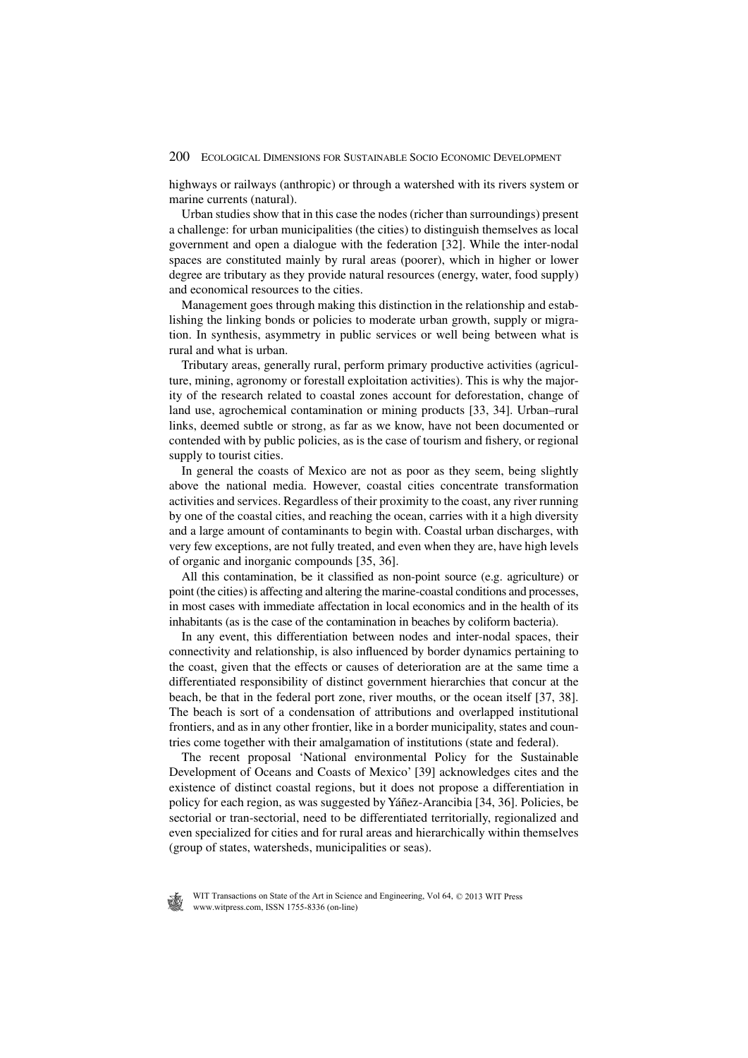highways or railways (anthropic) or through a watershed with its rivers system or marine currents (natural).

Urban studies show that in this case the nodes (richer than surroundings) present a challenge: for urban municipalities (the cities) to distinguish themselves as local government and open a dialogue with the federation [32]. While the inter-nodal spaces are constituted mainly by rural areas (poorer), which in higher or lower degree are tributary as they provide natural resources (energy, water, food supply) and economical resources to the cities.

Management goes through making this distinction in the relationship and establishing the linking bonds or policies to moderate urban growth, supply or migration. In synthesis, asymmetry in public services or well being between what is rural and what is urban.

Tributary areas, generally rural, perform primary productive activities (agriculture, mining, agronomy or forestall exploitation activities). This is why the majority of the research related to coastal zones account for deforestation, change of land use, agrochemical contamination or mining products [33, 34]. Urban–rural links, deemed subtle or strong, as far as we know, have not been documented or contended with by public policies, as is the case of tourism and fishery, or regional supply to tourist cities.

In general the coasts of Mexico are not as poor as they seem, being slightly above the national media. However, coastal cities concentrate transformation activities and services. Regardless of their proximity to the coast, any river running by one of the coastal cities, and reaching the ocean, carries with it a high diversity and a large amount of contaminants to begin with. Coastal urban discharges, with very few exceptions, are not fully treated, and even when they are, have high levels of organic and inorganic compounds [35, 36].

All this contamination, be it classified as non-point source (e.g. agriculture) or point (the cities) is affecting and altering the marine-coastal conditions and processes, in most cases with immediate affectation in local economics and in the health of its inhabitants (as is the case of the contamination in beaches by coliform bacteria).

In any event, this differentiation between nodes and inter-nodal spaces, their connectivity and relationship, is also influenced by border dynamics pertaining to the coast, given that the effects or causes of deterioration are at the same time a differentiated responsibility of distinct government hierarchies that concur at the beach, be that in the federal port zone, river mouths, or the ocean itself [37, 38]. The beach is sort of a condensation of attributions and overlapped institutional frontiers, and as in any other frontier, like in a border municipality, states and countries come together with their amalgamation of institutions (state and federal).

The recent proposal 'National environmental Policy for the Sustainable Development of Oceans and Coasts of Mexico' [39] acknowledges cites and the existence of distinct coastal regions, but it does not propose a differentiation in policy for each region, as was suggested by Yáñez-Arancibia [34, 36]. Policies, be sectorial or tran-sectorial, need to be differentiated territorially, regionalized and even specialized for cities and for rural areas and hierarchically within themselves (group of states, watersheds, municipalities or seas).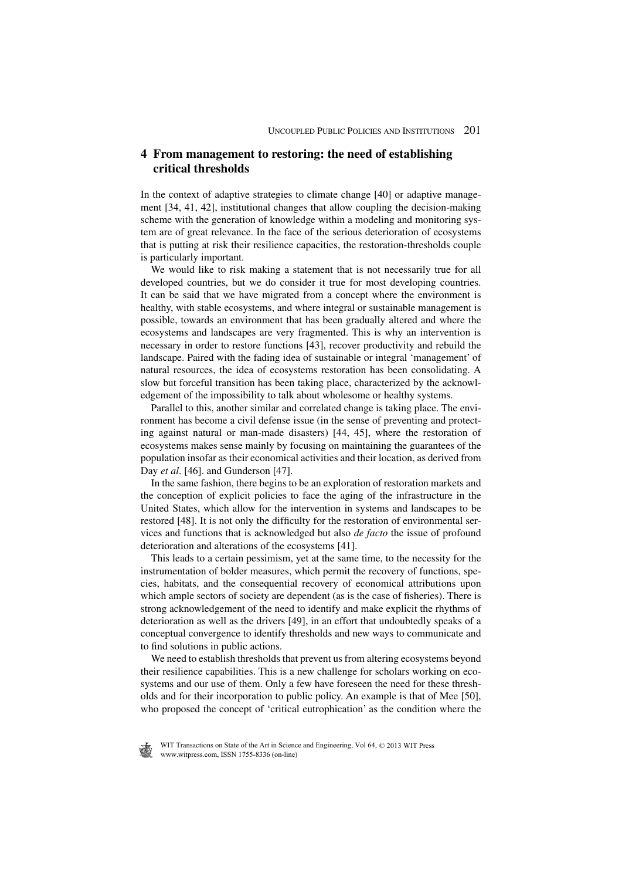## 4 From management to restoring: the need of establishing critical thresholds

In the context of adaptive strategies to climate change [40] or adaptive management [34, 41, 42], institutional changes that allow coupling the decision-making scheme with the generation of knowledge within a modeling and monitoring system are of great relevance. In the face of the serious deterioration of ecosystems that is putting at risk their resilience capacities, the restoration-thresholds couple is particularly important.

We would like to risk making a statement that is not necessarily true for all developed countries, but we do consider it true for most developing countries. It can be said that we have migrated from a concept where the environment is healthy, with stable ecosystems, and where integral or sustainable management is possible, towards an environment that has been gradually altered and where the ecosystems and landscapes are very fragmented. This is why an intervention is necessary in order to restore functions [43], recover productivity and rebuild the landscape. Paired with the fading idea of sustainable or integral 'management' of natural resources, the idea of ecosystems restoration has been consolidating. A slow but forceful transition has been taking place, characterized by the acknowledgement of the impossibility to talk about wholesome or healthy systems.

Parallel to this, another similar and correlated change is taking place. The environment has become a civil defense issue (in the sense of preventing and protecting against natural or man-made disasters) [44, 45], where the restoration of ecosystems makes sense mainly by focusing on maintaining the guarantees of the population insofar as their economical activities and their location, as derived from Day *et al*. [46]. and Gunderson [47].

In the same fashion, there begins to be an exploration of restoration markets and the conception of explicit policies to face the aging of the infrastructure in the United States, which allow for the intervention in systems and landscapes to be restored [48]. It is not only the difficulty for the restoration of environmental services and functions that is acknowledged but also *de facto* the issue of profound deterioration and alterations of the ecosystems [41].

This leads to a certain pessimism, yet at the same time, to the necessity for the instrumentation of bolder measures, which permit the recovery of functions, species, habitats, and the consequential recovery of economical attributions upon which ample sectors of society are dependent (as is the case of fisheries). There is strong acknowledgement of the need to identify and make explicit the rhythms of deterioration as well as the drivers [49], in an effort that undoubtedly speaks of a conceptual convergence to identify thresholds and new ways to communicate and to find solutions in public actions.

We need to establish thresholds that prevent us from altering ecosystems beyond their resilience capabilities. This is a new challenge for scholars working on ecosystems and our use of them. Only a few have foreseen the need for these thresholds and for their incorporation to public policy. An example is that of Mee [50], who proposed the concept of 'critical eutrophication' as the condition where the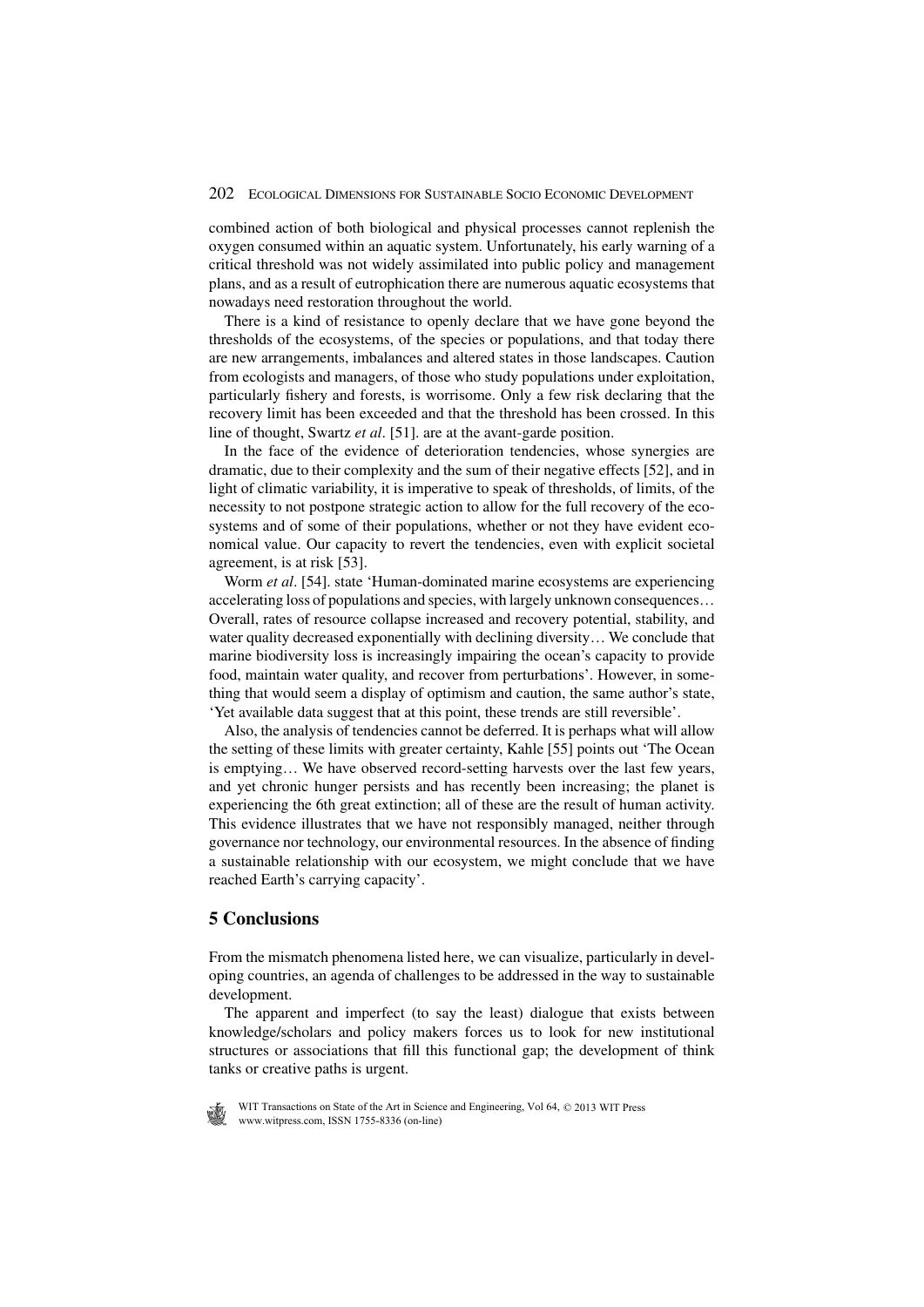combined action of both biological and physical processes cannot replenish the oxygen consumed within an aquatic system. Unfortunately, his early warning of a critical threshold was not widely assimilated into public policy and management plans, and as a result of eutrophication there are numerous aquatic ecosystems that nowadays need restoration throughout the world.

There is a kind of resistance to openly declare that we have gone beyond the thresholds of the ecosystems, of the species or populations, and that today there are new arrangements, imbalances and altered states in those landscapes. Caution from ecologists and managers, of those who study populations under exploitation, particularly fishery and forests, is worrisome. Only a few risk declaring that the recovery limit has been exceeded and that the threshold has been crossed. In this line of thought, Swartz *et al*. [51]. are at the avant-garde position.

In the face of the evidence of deterioration tendencies, whose synergies are dramatic, due to their complexity and the sum of their negative effects [52], and in light of climatic variability, it is imperative to speak of thresholds, of limits, of the necessity to not postpone strategic action to allow for the full recovery of the ecosystems and of some of their populations, whether or not they have evident economical value. Our capacity to revert the tendencies, even with explicit societal agreement, is at risk [53].

Worm *et al*. [54]. state 'Human-dominated marine ecosystems are experiencing accelerating loss of populations and species, with largely unknown consequences… Overall, rates of resource collapse increased and recovery potential, stability, and water quality decreased exponentially with declining diversity… We conclude that marine biodiversity loss is increasingly impairing the ocean's capacity to provide food, maintain water quality, and recover from perturbations'. However, in something that would seem a display of optimism and caution, the same author's state, 'Yet available data suggest that at this point, these trends are still reversible'.

Also, the analysis of tendencies cannot be deferred. It is perhaps what will allow the setting of these limits with greater certainty, Kahle [55] points out 'The Ocean is emptying… We have observed record-setting harvests over the last few years, and yet chronic hunger persists and has recently been increasing; the planet is experiencing the 6th great extinction; all of these are the result of human activity. This evidence illustrates that we have not responsibly managed, neither through governance nor technology, our environmental resources. In the absence of finding a sustainable relationship with our ecosystem, we might conclude that we have reached Earth's carrying capacity'.

## 5 Conclusions

From the mismatch phenomena listed here, we can visualize, particularly in developing countries, an agenda of challenges to be addressed in the way to sustainable development.

The apparent and imperfect (to say the least) dialogue that exists between knowledge/scholars and policy makers forces us to look for new institutional structures or associations that fill this functional gap; the development of think tanks or creative paths is urgent.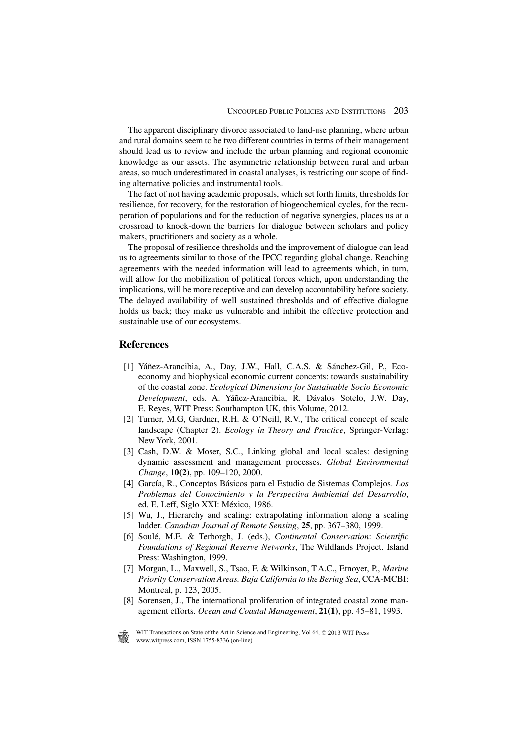The apparent disciplinary divorce associated to land-use planning, where urban and rural domains seem to be two different countries in terms of their management should lead us to review and include the urban planning and regional economic knowledge as our assets. The asymmetric relationship between rural and urban areas, so much underestimated in coastal analyses, is restricting our scope of finding alternative policies and instrumental tools.

The fact of not having academic proposals, which set forth limits, thresholds for resilience, for recovery, for the restoration of biogeochemical cycles, for the recuperation of populations and for the reduction of negative synergies, places us at a crossroad to knock-down the barriers for dialogue between scholars and policy makers, practitioners and society as a whole.

The proposal of resilience thresholds and the improvement of dialogue can lead us to agreements similar to those of the IPCC regarding global change. Reaching agreements with the needed information will lead to agreements which, in turn, will allow for the mobilization of political forces which, upon understanding the implications, will be more receptive and can develop accountability before society. The delayed availability of well sustained thresholds and of effective dialogue holds us back; they make us vulnerable and inhibit the effective protection and sustainable use of our ecosystems.

## References

[1] Yáñez-Arancibia, A., Day, J.W., Hall, C.A.S. & Sánchez-Gil, P., Eco-economy and biophysical economic current concepts: towards sustainability of the coastal zone. *Ecological Dimensions for Sustainable Socio Economic Development*, eds. A. Yáñez-Arancibia, R. Dávalos Sotelo, J.W. Day, E. Reyes, WIT Press: Southampton UK, this Volume, 2012.

[2] Turner, M.G, Gardner, R.H. & O'Neill, R.V., The critical concept of scale landscape (Chapter 2). *Ecology in Theory and Practice*, Springer-Verlag: New York, 2001.

[3] Cash, D.W. & Moser, S.C., Linking global and local scales: designing dynamic assessment and management processes. *Global Environmental Change*, **10(2)**, pp. 109–120, 2000.

[4] García, R., Conceptos Básicos para el Estudio de Sistemas Complejos. *Los Problemas del Conocimiento y la Perspectiva Ambiental del Desarrollo*, ed. E. Leff, Siglo XXI: México, 1986.

[5] Wu, J., Hierarchy and scaling: extrapolating information along a scaling ladder. *Canadian Journal of Remote Sensing*, **25**, pp. 367–380, 1999.

[6] Soulé, M.E. & Terborgh, J. (eds.), *Continental Conservation*: *Scientific Foundations of Regional Reserve Networks*, The Wildlands Project. Island Press: Washington, 1999.

[7] Morgan, L., Maxwell, S., Tsao, F. & Wilkinson, T.A.C., Etnoyer, P., *Marine Priority Conservation Areas. Baja California to the Bering Sea*, CCA-MCBI: Montreal, p. 123, 2005.

[8] Sorensen, J., The international proliferation of integrated coastal zone management efforts. *Ocean and Coastal Management*, **21(1)**, pp. 45–81, 1993.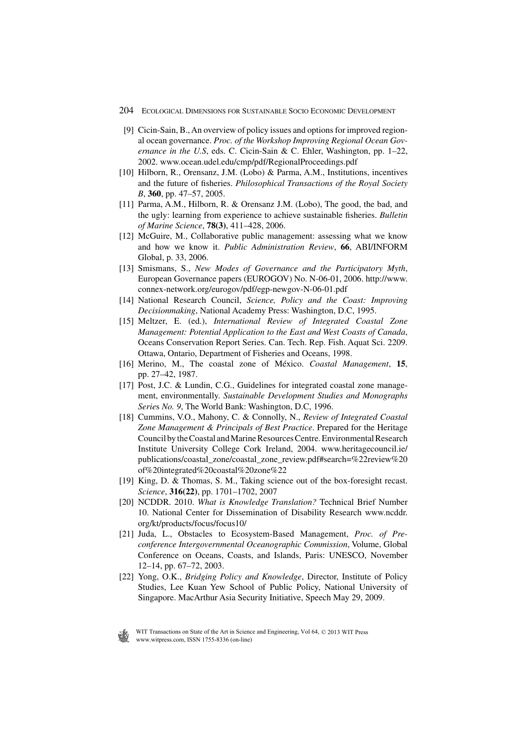[9] Cicin-Sain, B., An overview of policy issues and options for improved regional ocean governance. *Proc. of the Workshop Improving Regional Ocean Governance in the U.S*, eds. C. Cicin-Sain & C. Ehler, Washington, pp. 1–22, 2002. www.ocean.udel.edu/cmp/pdf/RegionalProceedings.pdf

[10] Hilborn, R., Orensanz, J.M. (Lobo) & Parma, A.M., Institutions, incentives and the future of fisheries. *Philosophical Transactions of the Royal Society B*, **360**, pp. 47–57, 2005.

[11] Parma, A.M., Hilborn, R. & Orensanz J.M. (Lobo), The good, the bad, and the ugly: learning from experience to achieve sustainable fisheries. *Bulletin of Marine Science*, **78(3)**, 411–428, 2006.

[12] McGuire, M., Collaborative public management: assessing what we know and how we know it. *Public Administration Review*, **66**, ABI/INFORM Global, p. 33, 2006.

[13] Smismans, S., *New Modes of Governance and the Participatory Myth*, European Governance papers (EUROGOV) No. N-06-01, 2006. http://www.connex-network.org/eurogov/pdf/egp-newgov-N-06-01.pdf

[14] National Research Council, *Science, Policy and the Coast: Improving Decisionmaking*, National Academy Press: Washington, D.C, 1995.

[15] Meltzer, E. (ed.), *International Review of Integrated Coastal Zone Management: Potential Application to the East and West Coasts of Canada*, Oceans Conservation Report Series. Can. Tech. Rep. Fish. Aquat Sci. 2209. Ottawa, Ontario, Department of Fisheries and Oceans, 1998.

[16] Merino, M., The coastal zone of México. *Coastal Management*, **15**, pp. 27–42, 1987.

[17] Post, J.C. & Lundin, C.G., Guidelines for integrated coastal zone management, environmentally. *Sustainable Development Studies and Monographs Series No. 9*, The World Bank: Washington, D.C, 1996.

[18] Cummins, V.O., Mahony, C. & Connolly, N., *Review of Integrated Coastal Zone Management & Principals of Best Practice*. Prepared for the Heritage Council by the Coastal and Marine Resources Centre. Environmental Research Institute University College Cork Ireland, 2004. www.heritagecouncil.ie/publications/coastal_zone/coastal_zone_review.pdf#search=%22review%20of%20integrated%20coastal%20zone%22

[19] King, D. & Thomas, S. M., Taking science out of the box-foresight recast. *Science*, **316(22)**, pp. 1701–1702, 2007

[20] NCDDR. 2010. *What is Knowledge Translation?* Technical Brief Number 10. National Center for Dissemination of Disability Research www.ncddr.org/kt/products/focus/focus10/

[21] Juda, L., Obstacles to Ecosystem-Based Management, *Proc. of Preconference Intergovernmental Oceanographic Commission*, Volume, Global Conference on Oceans, Coasts, and Islands, Paris: UNESCO, November 12–14, pp. 67–72, 2003.

[22] Yong, O.K., *Bridging Policy and Knowledge*, Director, Institute of Policy Studies, Lee Kuan Yew School of Public Policy, National University of Singapore. MacArthur Asia Security Initiative, Speech May 29, 2009.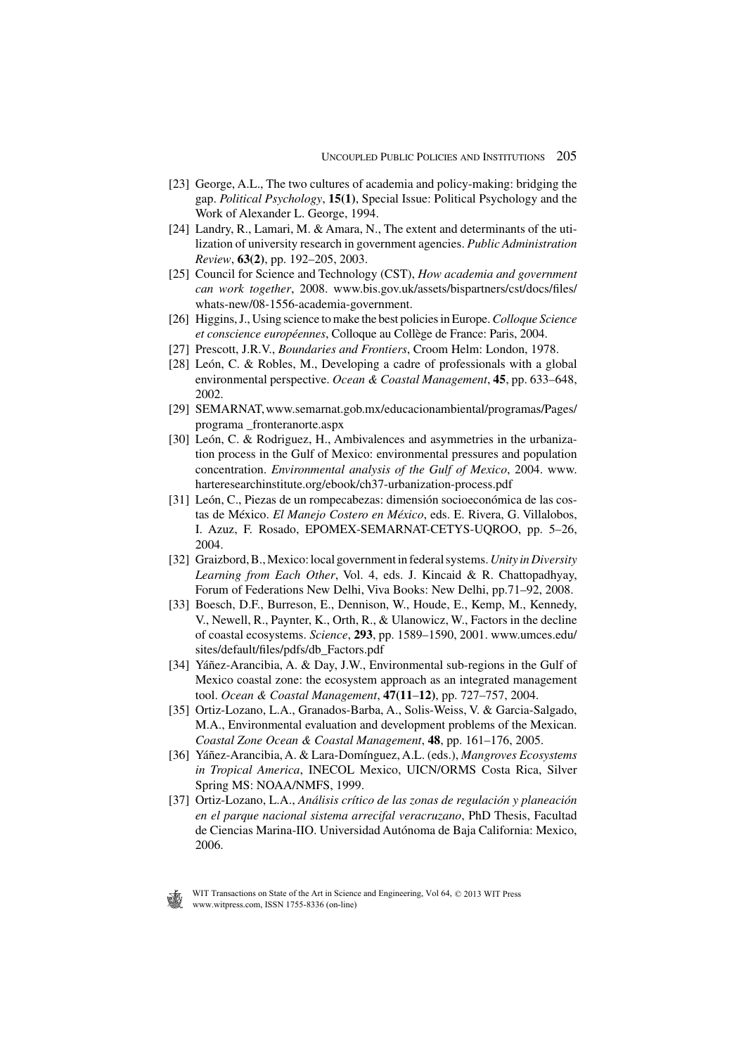[23] George, A.L., The two cultures of academia and policy-making: bridging the gap. *Political Psychology*, **15(1)**, Special Issue: Political Psychology and the Work of Alexander L. George, 1994.

[24] Landry, R., Lamari, M. & Amara, N., The extent and determinants of the utilization of university research in government agencies. *Public Administration Review*, **63(2)**, pp. 192–205, 2003.

[25] Council for Science and Technology (CST), *How academia and government can work together*, 2008. www.bis.gov.uk/assets/bispartners/cst/docs/files/whats-new/08-1556-academia-government.

[26] Higgins, J., Using science to make the best policies in Europe. *Colloque Science et conscience européennes*, Colloque au Collège de France: Paris, 2004.

[27] Prescott, J.R.V., *Boundaries and Frontiers*, Croom Helm: London, 1978.

[28] León, C. & Robles, M., Developing a cadre of professionals with a global environmental perspective. *Ocean & Coastal Management*, **45**, pp. 633–648, 2002.

[29] SEMARNAT, www.semarnat.gob.mx/educacionambiental/programas/Pages/programa _fronteranorte.aspx

[30] León, C. & Rodriguez, H., Ambivalences and asymmetries in the urbanization process in the Gulf of Mexico: environmental pressures and population concentration. *Environmental analysis of the Gulf of Mexico*, 2004. www.harteresearchinstitute.org/ebook/ch37-urbanization-process.pdf

[31] León, C., Piezas de un rompecabezas: dimensión socioeconómica de las costas de México. *El Manejo Costero en México*, eds. E. Rivera, G. Villalobos, I. Azuz, F. Rosado, EPOMEX-SEMARNAT-CETYS-UQROO, pp. 5–26, 2004.

[32] Graizbord, B., Mexico: local government in federal systems. *Unity in Diversity Learning from Each Other*, Vol. 4, eds. J. Kincaid & R. Chattopadhyay, Forum of Federations New Delhi, Viva Books: New Delhi, pp.71–92, 2008.

[33] Boesch, D.F., Burreson, E., Dennison, W., Houde, E., Kemp, M., Kennedy, V., Newell, R., Paynter, K., Orth, R., & Ulanowicz, W., Factors in the decline of coastal ecosystems. *Science*, **293**, pp. 1589–1590, 2001. www.umces.edu/sites/default/files/pdfs/db_Factors.pdf

[34] Yáñez-Arancibia, A. & Day, J.W., Environmental sub-regions in the Gulf of Mexico coastal zone: the ecosystem approach as an integrated management tool. *Ocean & Coastal Management*, **47(11–12)**, pp. 727–757, 2004.

[35] Ortiz-Lozano, L.A., Granados-Barba, A., Solis-Weiss, V. & Garcia-Salgado, M.A., Environmental evaluation and development problems of the Mexican. *Coastal Zone Ocean & Coastal Management*, **48**, pp. 161–176, 2005.

[36] Yáñez-Arancibia, A. & Lara-Domínguez, A.L. (eds.), *Mangroves Ecosystems in Tropical America*, INECOL Mexico, UICN/ORMS Costa Rica, Silver Spring MS: NOAA/NMFS, 1999.

[37] Ortiz-Lozano, L.A., *Análisis crítico de las zonas de regulación y planeación en el parque nacional sistema arrecifal veracruzano*, PhD Thesis, Facultad de Ciencias Marina-IIO. Universidad Autónoma de Baja California: Mexico, 2006.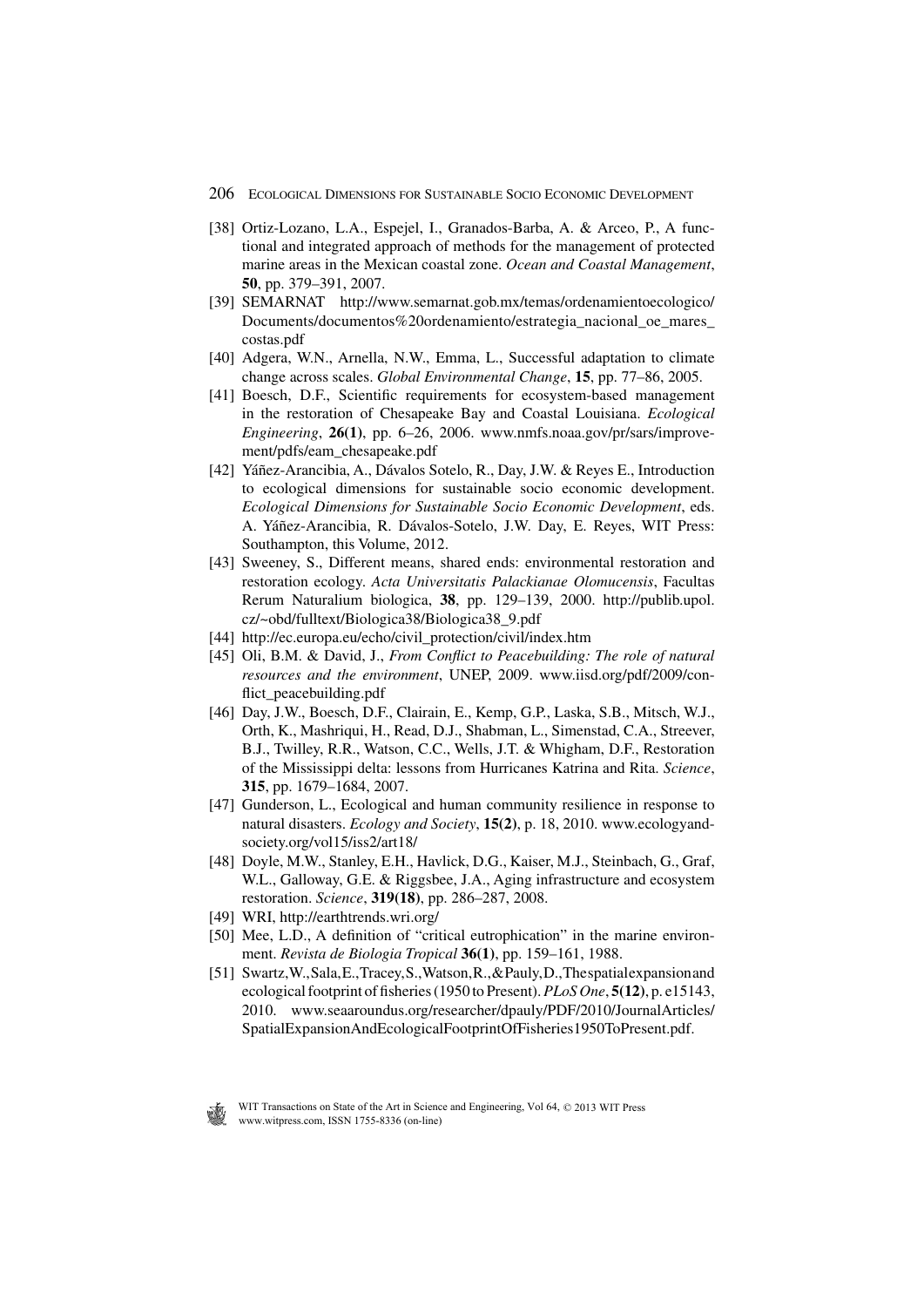[38] Ortiz-Lozano, L.A., Espejel, I., Granados-Barba, A. & Arceo, P., A functional and integrated approach of methods for the management of protected marine areas in the Mexican coastal zone. *Ocean and Coastal Management*, **50**, pp. 379–391, 2007.

[39] SEMARNAT http://www.semarnat.gob.mx/temas/ordenamientoecologico/Documents/documentos%20ordenamiento/estrategia_nacional_oe_mares_costas.pdf

[40] Adgera, W.N., Arnella, N.W., Emma, L., Successful adaptation to climate change across scales. *Global Environmental Change*, **15**, pp. 77–86, 2005.

[41] Boesch, D.F., Scientific requirements for ecosystem-based management in the restoration of Chesapeake Bay and Coastal Louisiana. *Ecological Engineering*, **26(1)**, pp. 6–26, 2006. www.nmfs.noaa.gov/pr/sars/improvement/pdfs/eam_chesapeake.pdf

[42] Yáñez-Arancibia, A., Dávalos Sotelo, R., Day, J.W. & Reyes E., Introduction to ecological dimensions for sustainable socio economic development. *Ecological Dimensions for Sustainable Socio Economic Development*, eds. A. Yáñez-Arancibia, R. Dávalos-Sotelo, J.W. Day, E. Reyes, WIT Press: Southampton, this Volume, 2012.

[43] Sweeney, S., Different means, shared ends: environmental restoration and restoration ecology. *Acta Universitatis Palackianae Olomucensis*, Facultas Rerum Naturalium biologica, **38**, pp. 129–139, 2000. http://publib.upol.cz/~obd/fulltext/Biologica38/Biologica38_9.pdf

[44] http://ec.europa.eu/echo/civil_protection/civil/index.htm

[45] Oli, B.M. & David, J., *From Conflict to Peacebuilding: The role of natural resources and the environment*, UNEP, 2009. www.iisd.org/pdf/2009/conflict_peacebuilding.pdf

[46] Day, J.W., Boesch, D.F., Clairain, E., Kemp, G.P., Laska, S.B., Mitsch, W.J., Orth, K., Mashriqui, H., Read, D.J., Shabman, L., Simenstad, C.A., Streever, B.J., Twilley, R.R., Watson, C.C., Wells, J.T. & Whigham, D.F., Restoration of the Mississippi delta: lessons from Hurricanes Katrina and Rita. *Science*, **315**, pp. 1679–1684, 2007.

[47] Gunderson, L., Ecological and human community resilience in response to natural disasters. *Ecology and Society*, **15(2)**, p. 18, 2010. www.ecologyandsociety.org/vol15/iss2/art18/

[48] Doyle, M.W., Stanley, E.H., Havlick, D.G., Kaiser, M.J., Steinbach, G., Graf, W.L., Galloway, G.E. & Riggsbee, J.A., Aging infrastructure and ecosystem restoration. *Science*, **319(18)**, pp. 286–287, 2008.

[49] WRI, http://earthtrends.wri.org/

[50] Mee, L.D., A definition of "critical eutrophication" in the marine environment. *Revista de Biologia Tropical* **36(1)**, pp. 159–161, 1988.

[51] Swartz,W.,Sala,E.,Tracey,S.,Watson,R.,&Pauly,D.,Thespatialexpansionand ecological footprint of fisheries (1950 to Present). *PLoS One*, **5(12)**, p. e15143, 2010. www.seaaroundus.org/researcher/dpauly/PDF/2010/JournalArticles/SpatialExpansionAndEcologicalFootprintOfFisheries1950ToPresent.pdf.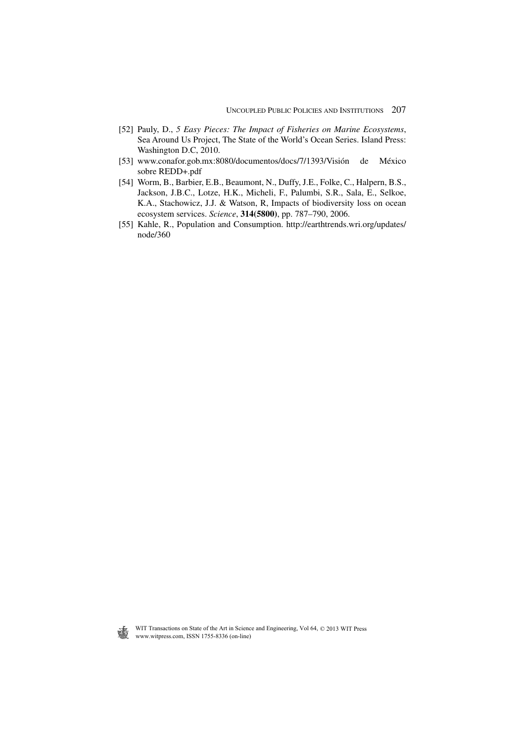[52] Pauly, D., *5 Easy Pieces: The Impact of Fisheries on Marine Ecosystems*, Sea Around Us Project, The State of the World's Ocean Series. Island Press: Washington D.C, 2010.

[53] www.conafor.gob.mx:8080/documentos/docs/7/1393/Visión de México sobre REDD+.pdf

[54] Worm, B., Barbier, E.B., Beaumont, N., Duffy, J.E., Folke, C., Halpern, B.S., Jackson, J.B.C., Lotze, H.K., Micheli, F., Palumbi, S.R., Sala, E., Selkoe, K.A., Stachowicz, J.J. & Watson, R, Impacts of biodiversity loss on ocean ecosystem services. *Science*, **314(5800)**, pp. 787–790, 2006.

[55] Kahle, R., Population and Consumption. http://earthtrends.wri.org/updates/node/360